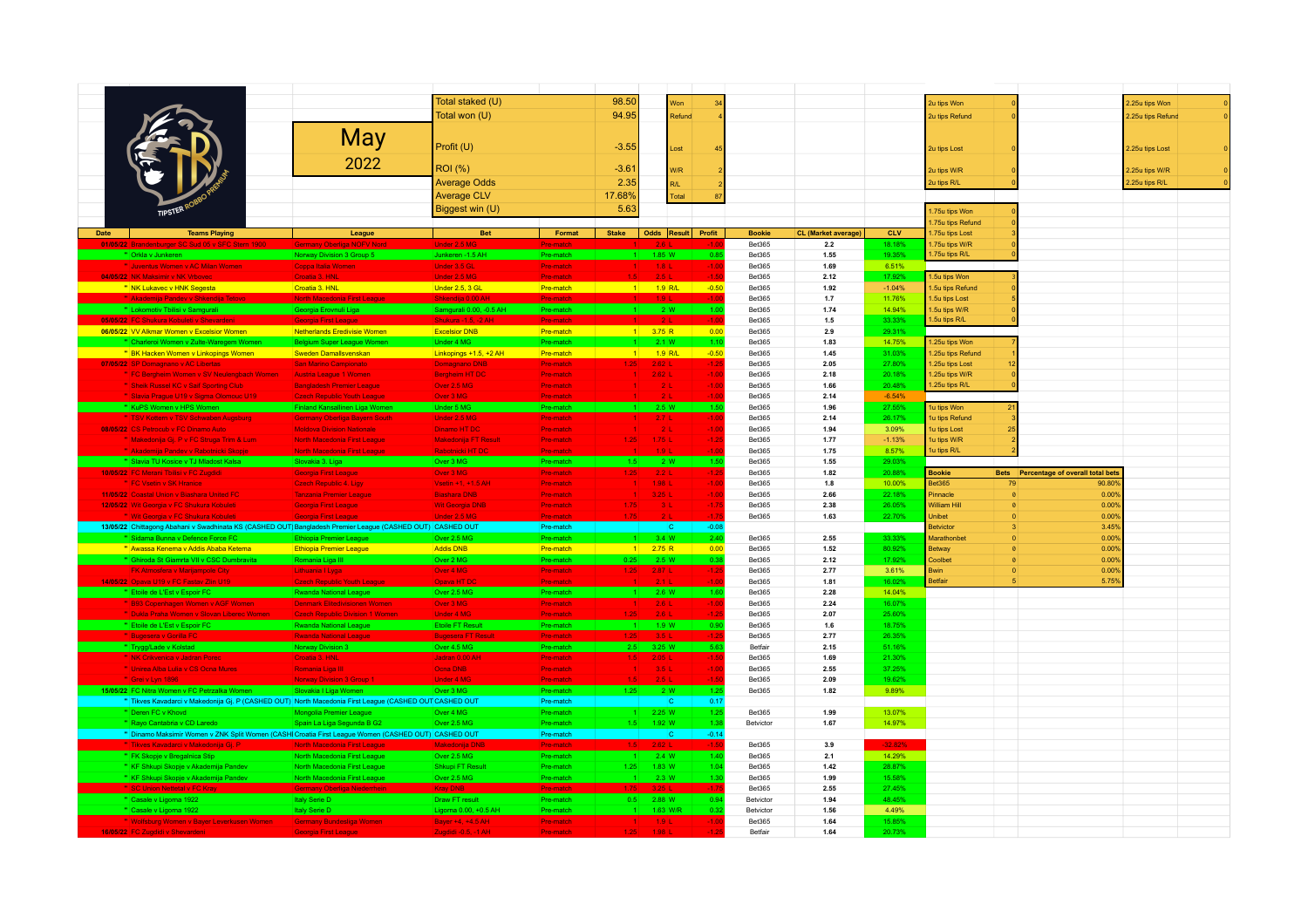# May 2022

TIPSTER ROBBO PREMIUM

| | |
|---|---|
| Total staked (U) | 98.50 |
| Total won (U) | 94.95 |
| Profit (U) | -3.55 |
| ROI (%) | -3.61 |
| Average Odds | 2.35 |
| Average CLV | 17.68% |
| Biggest win (U) | 5.63 |

| | |
|---|---|
| Won | 34 |
| Refund | 4 |
| Lost | 45 |
| W/R | 2 |
| R/L | 2 |
| Total | 87 |

| | |
|---|---|
| 2u tips Won | 0 |
| 2u tips Refund | 0 |
| 2u tips Lost | 0 |
| 2u tips W/R | 0 |
| 2u tips R/L | 0 |

| | |
|---|---|
| 2.25u tips Won | 0 |
| 2.25u tips Refund | 0 |
| 2.25u tips Lost | 0 |
| 2.25u tips W/R | 0 |
| 2.25u tips R/L | 0 |

| | |
|---|---|
| 1.75u tips Won | 0 |
| 1.75u tips Refund | 0 |
| 1.75u tips Lost | 3 |
| 1.75u tips W/R | 0 |
| 1.75u tips R/L | 0 |

| | |
|---|---|
| 1.5u tips Won | 3 |
| 1.5u tips Refund | 0 |
| 1.5u tips Lost | 5 |
| 1.5u tips W/R | 0 |
| 1.5u tips R/L | 0 |

| | |
|---|---|
| 1.25u tips Won | 7 |
| 1.25u tips Refund | 1 |
| 1.25u tips Lost | 12 |
| 1.25u tips W/R | 0 |
| 1.25u tips R/L | 0 |

| | |
|---|---|
| 1u tips Won | 21 |
| 1u tips Refund | 3 |
| 1u tips Lost | 25 |
| 1u tips W/R | 2 |
| 1u tips R/L | 2 |

| Bookie | Bets | Percentage of overall total bets |
|---|---|---|
| Bet365 | 79 | 90.80% |
| Pinnacle | 0 | 0.00% |
| William Hill | 0 | 0.00% |
| Unibet | 0 | 0.00% |
| Betvictor | 3 | 3.45% |
| Marathonbet | 0 | 0.00% |
| Betway | 0 | 0.00% |
| Coolbet | 0 | 0.00% |
| Bwin | 0 | 0.00% |
| Betfair | 5 | 5.75% |

| Date | Teams Playing | League | Bet | Format | Stake | Odds | Result | Profit | Bookie | CL (Market average) | CLV |
|---|---|---|---|---|---|---|---|---|---|---|---|
| 01/05/22 | Brandenburger SC Süd 05 v BFC Siena 1900 | Germany Oberliga NOFV Nord | Under 2.5 MG | Pre-match | 1 | 2.6 | L | -1.00 | Bet365 | 2.2 | 18.18% |
| " | Orkla v Junkeren | Norway Division 3 Group 5 | Junkeren -1.5 AH | Pre-match | 1 | 1.85 | W | 0.85 | Bet365 | 1.55 | 19.35% |
| " | Juventus Women v AC Milan Women | Coppa Italia Women | Under 3.5 GL | Pre-match | 1 | 1.8 | L | -1.00 | Bet365 | 1.69 | 6.51% |
| 04/05/22 | NK Maksimir v NK Vrbovec | Croatia 3. HNL | Under 2.5 MG | Pre-match | 1.5 | 2.5 | L | -1.50 | Bet365 | 2.12 | 17.92% |
| " | NK Lukavec v HNK Segesta | Croatia 3. HNL | Under 2.5, 3 GL | Pre-match | 1 | 1.9 | R/L | -0.50 | Bet365 | 1.92 | -1.04% |
| " | Akademija Pandev v Shkendija Tetovo | North Macedonia First League | Shkendija 0.00 AH | Pre-match | 1 | 1.9 | L | -1.00 | Bet365 | 1.7 | 11.76% |
| " | Lokomotiv Tbilisi v Samgurali | Georgia Erovnuli Liga | Samgurali 0.00, -0.5 AH | Pre-match | 1 | 2 | W | 1.00 | Bet365 | 1.74 | 14.94% |
| 05/05/22 | FC Shukura Kobuleti v Shevardeni | Georgia First League | Shukura -1.5, -2 AH | Pre-match | 1 | 2 | L | -1.00 | Bet365 | 1.5 | 33.33% |
| 06/05/22 | VV Alkmar Women v Excelsior Women | Netherlands Eredivisie Women | Excelsior DNB | Pre-match | 1 | 3.75 | R | 0.00 | Bet365 | 2.9 | 29.31% |
| " | Charleroi Women v Zulte-Waregem Women | Belgium Super League Women | Under 4 MG | Pre-match | 1 | 2.1 | W | 1.10 | Bet365 | 1.83 | 14.75% |
| " | BK Hacken Women v Linkopings Women | Sweden Damallsvenskan | Linkopings +1.5, +2 AH | Pre-match | 1 | 1.9 | R/L | -0.50 | Bet365 | 1.45 | 31.03% |
| 07/05/22 | SP Domagnano v AC Libertas | San Marino Campionato | Domagnano DNB | Pre-match | 1.25 | 2.62 | L | -1.25 | Bet365 | 2.05 | 27.80% |
| " | FC Bergheim Women v SV Neulengbach Women | Austria League 1 Women | Bergheim HT DC | Pre-match | 1 | 2.62 | L | -1.00 | Bet365 | 2.18 | 20.18% |
| " | Sheik Russel KC v Saif Sporting Club | Bangladesh Premier League | Over 2.5 MG | Pre-match | 1 | 2 | L | -1.00 | Bet365 | 1.66 | 20.48% |
| " | Slavia Prague U19 v Sigma Olomouc U19 | Czech Republic Youth League | Over 3 MG | Pre-match | 1 | 2 | L | -1.00 | Bet365 | 2.14 | -6.54% |
| " | KuPS Women v HPS Women | Finland Kansallinen Liiga Women | Under 5 MG | Pre-match | 1 | 2.5 | W | 1.50 | Bet365 | 1.96 | 27.55% |
| " | TSV Kottern v TSV Schwaben Augsburg | Germany Oberliga Bayern South | Under 2.5 MG | Pre-match | 1 | 2.7 | L | -1.00 | Bet365 | 2.14 | 26.17% |
| 08/05/22 | CS Petrocub v FC Dinamo Auto | Moldova Divizia Nationala | Dinamo HT DC | Pre-match | 1 | 2 | L | -1.00 | Bet365 | 1.94 | 3.09% |
| " | Makedonija Gj. P v FC Struga Trim & Lum | North Macedonia First League | Makedonija FT Result | Pre-match | 1.25 | 1.75 | L | -1.25 | Bet365 | 1.77 | -1.13% |
| " | Akademija Pandev v Rabotnicki Skopje | North Macedonia First League | Rabotnicki HT DC | Pre-match | 1 | 1.9 | L | -1.00 | Bet365 | 1.75 | 8.57% |
| " | Slavia TU Kosice v TJ Mladost Kalsa | Slovakia 3. Liga | Over 3 MG | Pre-match | 1.5 | 2 | W | 1.50 | Bet365 | 1.55 | 29.03% |
| 10/05/22 | FC Merani Tbilisi v FC Zugdidi | Georgia First League | Over 3 MG | Pre-match | 1.25 | 2.2 | L | -1.25 | Bet365 | 1.82 | 20.88% |
| " | FC Vsetin v SK Hranice | Czech Republic 4. Ligy | Vsetin +1, +1.5 AH | Pre-match | 1 | 1.98 | L | -1.00 | Bet365 | 1.8 | 10.00% |
| 11/05/22 | Coastal Union v Biashara United FC | Tanzania Premier League | Biashara DNB | Pre-match | 1 | 3.25 | L | -1.00 | Bet365 | 2.66 | 22.18% |
| 12/05/22 | Wit Georgia v FC Shukura Kobulet | Georgia First League | Wit Georgia DNB | Pre-match | 1.75 | 3 | L | -1.75 | Bet365 | 2.38 | 26.05% |
| " | Wit Georgia v FC Shukura Kobulet | Georgia First League | Under 2.5 MG | Pre-match | 1.75 | 2 | L | -1.75 | Bet365 | 1.63 | 22.70% |
| 13/05/22 | Chittagong Abahani v Swadhinata KS (CASHED OUT) | Bangladesh Premier League (CASHED OUT) | CASHED OUT | Pre-match | | | C | -0.08 | | | |
| " | Sidama Bunna v Defence Force FC | Ethiopia Premier League | Over 2.5 MG | Pre-match | 1 | 3.4 | W | 2.40 | Bet365 | 2.55 | 33.33% |
| " | Awassa Kenema v Addis Ababa Ketema | Ethiopia Premier League | Addis DNB | Pre-match | 1 | 2.75 | R | 0.00 | Bet365 | 1.52 | 80.92% |
| " | Ghiroda St Giarmta Vii v CSC Dumbravita | Romania Liga III | Over 2 MG | Pre-match | 0.25 | 2.5 | W | 0.38 | Bet365 | 2.12 | 17.92% |
| | FK Atmosfera v Marijampole City | Lithuania I Lyga | Over 4 MG | Pre-match | 1.25 | 2.87 | L | -1.25 | Bet365 | 2.77 | 3.61% |
| 14/05/22 | Opava U19 v FC Fastav Zlín U16 | Czech Republic Youth League | Opava HT DC | Pre-match | 1 | 2.1 | L | -1.00 | Bet365 | 1.81 | 16.02% |
| " | Etoile de L'Est v Espoir FC | Rwanda National League | Over 2.5 MG | Pre-match | 1 | 2.6 | W | 1.60 | Bet365 | 2.28 | 14.04% |
| " | B93 Copenhagen Women v AGF Women | Denmark Elitedivisionen Women | Over 3 MG | Pre-match | 1 | 2.6 | L | -1.00 | Bet365 | 2.24 | 16.07% |
| " | Dukla Praha Women v Slovan Liberec Women | Czech Republic Division 1 Women | Under 4 MG | Pre-match | 1.25 | 2.6 | L | -1.25 | Bet365 | 2.07 | 25.60% |
| " | Etoile de L'Est v Espoir FC | Rwanda National League | Etoile FT Result | Pre-match | 1 | 1.9 | W | 0.90 | Bet365 | 1.6 | 18.75% |
| " | Bugesera v Gorilla FC | Rwanda National League | Bugesera FT Result | Pre-match | 1.25 | 3.5 | L | -1.25 | Bet365 | 2.77 | 26.35% |
| " | Tryggi/Lade v Kolstad | Norway Division 3 | Over 4.5 MG | Pre-match | 2.5 | 3.25 | W | 5.63 | Betfair | 2.15 | 51.16% |
| " | NK Crikvenica v Jadran Porec | Croatia 3. HNL | Jadran 0.00 AH | Pre-match | 1.5 | 2.05 | L | -1.50 | Bet365 | 1.69 | 21.30% |
| " | Unirea Alba Iulia v CS Ocna Mures | Romania Liga III | Ocna DNB | Pre-match | 1 | 3.5 | L | -1.00 | Bet365 | 2.55 | 37.25% |
| " | Orkl v Lyn 1896 | Norway Division 3 Group 1 | Under 4 MG | Pre-match | 1.5 | 2.5 | L | -1.50 | Bet365 | 2.09 | 19.62% |
| 15/05/22 | FC Nitra Women v FC Petrzalka Women | Slovakia I Liga Women | Over 3 MG | Pre-match | 1.25 | 2 | W | 1.25 | Bet365 | 1.82 | 9.89% |
| " | Tikves Kavadarci v Makedonija Gj. P (CASHED OUT) | North Macedonia First League (CASHED OUT) | CASHED OUT | Pre-match | | | C | 0.17 | | | |
| " | Deren FC v Khovd | Mongolia Premier League | Over 4 MG | Pre-match | 1 | 2.25 | W | 1.25 | Bet365 | 1.99 | 13.07% |
| " | Rayo Cantabria v CD Laredo | Spain La Liga Segunda B G2 | Over 2.5 MG | Pre-match | 1.5 | 1.92 | W | 1.38 | Betvictor | 1.67 | 14.97% |
| " | Dinamo Maksimir Women v ZNK Split Women (CASHED OUT) | Croatia First League Women (CASHED OUT) | CASHED OUT | Pre-match | | | C | -0.14 | | | |
| " | Tikves Kavadarci v Makedonija Gj. P | North Macedonia First League | Makedonija DNB | Pre-match | 1.5 | 2.62 | L | -1.50 | Bet365 | 3.9 | -32.82% |
| " | FK Skopje v Bregalnica Stip | North Macedonia First League | Over 2.5 MG | Pre-match | 1 | 2.4 | W | 1.40 | Bet365 | 2.1 | 14.29% |
| " | KF Shkupi Skopje v Akademija Pandev | North Macedonia First League | Shkupi FT Result | Pre-match | 1.25 | 1.83 | W | 1.04 | Bet365 | 1.42 | 28.87% |
| " | KF Shkupi Skopje v Akademija Pandev | North Macedonia First League | Over 2.5 MG | Pre-match | 1 | 2.3 | W | 1.30 | Bet365 | 1.99 | 15.58% |
| " | SC Union Nettetal v FC Kray | Germany Oberliga Niederrhein | Kray DNB | Pre-match | 1.75 | 3.25 | L | -1.75 | Bet365 | 2.55 | 27.45% |
| " | Casale v Ligorna 1922 | Italy Serie D | Draw FT result | Pre-match | 0.5 | 2.88 | W | 0.94 | Betvictor | 1.94 | 48.45% |
| " | Casale v Ligorna 1922 | Italy Serie D | Ligorna 0.00, +0.5 AH | Pre-match | 1 | 1.63 | W/R | 0.32 | Betvictor | 1.56 | 4.49% |
| " | Wolfsburg Women v Bayer Leverkusen Women | Germany Bundesliga Women | Bayer +4, +4.5 AH | Pre-match | 1 | 1.9 | L | -1.00 | Bet365 | 1.64 | 15.85% |
| 16/05/22 | FC Zugdidi v Shevardeni | Georgia First League | Zugdidi -0.5, -1 AH | Pre-match | 1.25 | 1.98 | L | -1.25 | Betfair | 1.64 | 20.73% |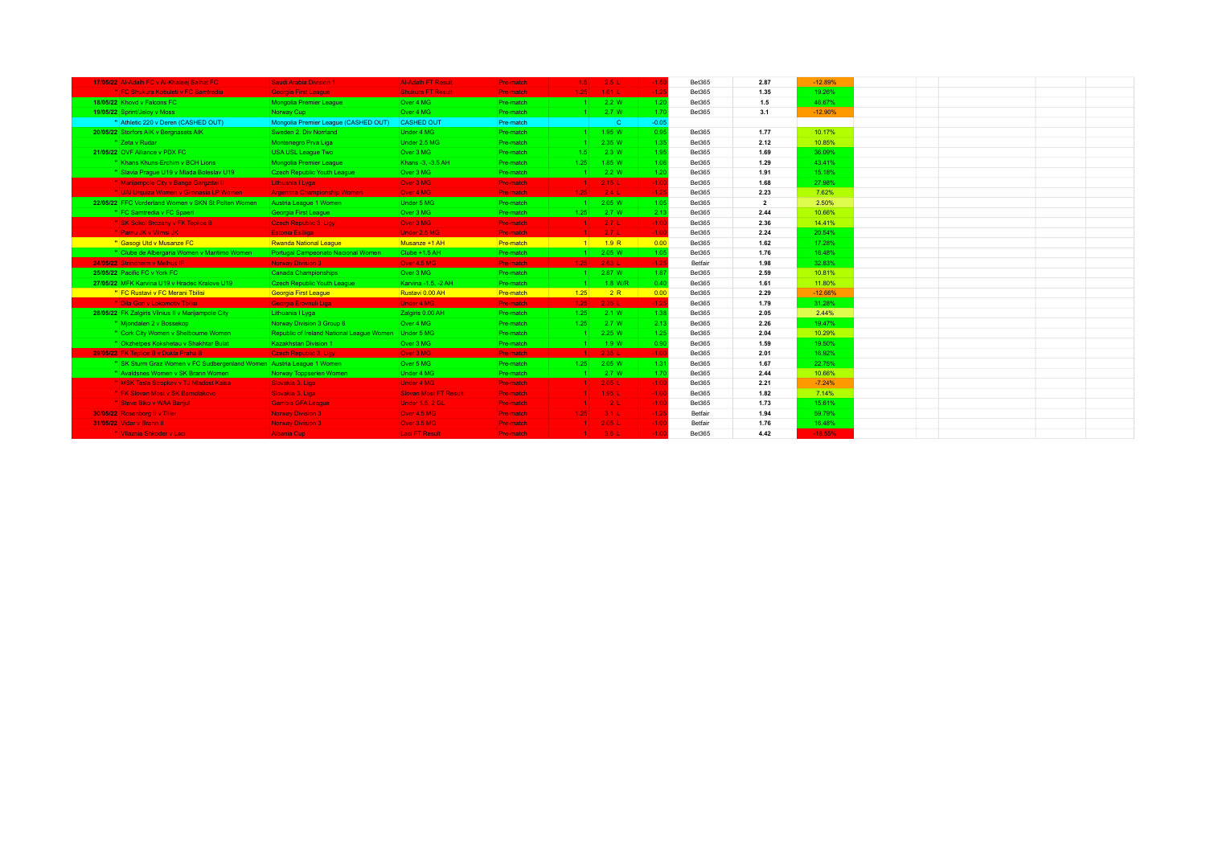| | | | | | | | | | | | |
|---|---|---|---|---|---|---|---|---|---|---|---|
| 17/05/22 | Al-Adalh FC v Al-Khaleej Saihat FC | Saudi Arabia Division 1 | Al-Adalh FT Result | Pre-match | 1.5 | 2.5 L | -1.50 | Bet365 | 2.87 | -12.89% |
| " | FC Shukura Kobuleti v FC Samtredia | Georgia First League | Shukura FT Result | Pre-match | 1.25 | 1.61 L | -1.25 | Bet365 | 1.35 | 19.26% |
| 18/05/22 | Khovd v Falcons FC | Mongolia Premier League | Over 4 MG | Pre-match | 1 | 2.2 W | 1.20 | Bet365 | 1.5 | 46.67% |
| 19/05/22 | Sprint/Jeloy v Moss | Norway Cup | Over 4 MG | Pre-match | 1 | 2.7 W | 1.70 | Bet365 | 3.1 | -12.90% |
| " | Athletic 220 v Deren (CASHED OUT) | Mongolia Premier League (CASHED OUT) | CASHED OUT | Pre-match | | C | -0.05 | | | |
| 20/05/22 | Storfors AIK v Bergnasets AIK | Sweden 2. Div Norrland | Under 4 MG | Pre-match | 1 | 1.95 W | 0.95 | Bet365 | 1.77 | 10.17% |
| " | Zeta v Rudar | Montenegro Prva Liga | Under 2.5 MG | Pre-match | 1 | 2.35 W | 1.35 | Bet365 | 2.12 | 10.85% |
| 21/05/22 | OVF Alliance v PDX FC | USA USL League Two | Over 3 MG | Pre-match | 1.5 | 2.3 W | 1.95 | Bet365 | 1.69 | 36.09% |
| " | Khans Khuns-Erchim v BCH Lions | Mongolia Premier League | Khans -3, -3.5 AH | Pre-match | 1.25 | 1.85 W | 1.06 | Bet365 | 1.29 | 43.41% |
| " | Slavia Prague U19 v Mlada Boleslav U19 | Czech Republic Youth League | Over 3 MG | Pre-match | 1 | 2.2 W | 1.20 | Bet365 | 1.91 | 15.18% |
| " | Marijampole City v Banga Gargzdai II | Lithuania I Lyga | Over 3 MG | Pre-match | 1 | 2.15 L | -1.00 | Bet365 | 1.68 | 27.98% |
| " | UAI Urquiza Women v Gimnasia LP Women | Argentina Championship Women | Over 4 MG | Pre-match | 1.25 | 2.4 L | -1.25 | Bet365 | 2.23 | 7.62% |
| 22/05/22 | FFC Vorderland Women v SKN St Polten Women | Austria League 1 Women | Under 5 MG | Pre-match | 1 | 2.05 W | 1.05 | Bet365 | 2 | 2.50% |
| " | FC Samtredia v FC Spaeri | Georgia First League | Over 3 MG | Pre-match | 1.25 | 2.7 W | 2.13 | Bet365 | 2.44 | 10.66% |
| " | SK Sokol Brozany v FK Teplice B | Czech Republic 3. Liga | Over 3 MG | Pre-match | 1 | 2.7 L | -1.00 | Bet365 | 2.36 | 14.41% |
| " | Parnu JK v Viimsi JK | Estonia Esiliiga | Under 2.5 MG | Pre-match | 1 | 2.7 L | -1.00 | Bet365 | 2.24 | 20.54% |
| " | Gasogi Utd v Musanze FC | Rwanda National League | Musanze +1 AH | Pre-match | 1 | 1.9 R | 0.00 | Bet365 | 1.62 | 17.28% |
| " | Clube de Albergaria Women v Maritimo Women | Portugal Campeonato Nacional Women | Clube +1.5 AH | Pre-match | 1 | 2.05 W | 1.05 | Bet365 | 1.76 | 16.48% |
| 24/05/22 | Strindheim v Melhus IF | Norway Division 3 | Over 4.5 MG | Pre-match | 1.25 | 2.63 L | -1.25 | Betfair | 1.98 | 32.83% |
| 25/05/22 | Pacific FC v York FC | Canada Championships | Over 3 MG | Pre-match | 1 | 2.87 W | 1.87 | Bet365 | 2.59 | 10.81% |
| 27/05/22 | MFK Karvina U19 v Hradec Kralove U19 | Czech Republic Youth League | Karvina -1.5, -2 AH | Pre-match | 1 | 1.8 W/R | 0.40 | Bet365 | 1.61 | 11.80% |
| " | FC Rustavi v FC Merani Tbilisi | Georgia First League | Rustavi 0.00 AH | Pre-match | 1.25 | 2 R | 0.00 | Bet365 | 2.29 | -12.66% |
| " | Dila Gori v Lokomotiv Tbilisi | Georgia Erovnuli Liga | Under 4 MG | Pre-match | 1.25 | 2.35 L | -1.25 | Bet365 | 1.79 | 31.28% |
| 28/05/22 | FK Zalgiris Vilnius II v Marijampole City | Lithuania I Lyga | Zalgiris 0.00 AH | Pre-match | 1.25 | 2.1 W | 1.38 | Bet365 | 2.05 | 2.44% |
| " | Mjondalen 2 v Bossekop | Norway Division 3 Group 6 | Over 4 MG | Pre-match | 1.25 | 2.7 W | 2.13 | Bet365 | 2.26 | 19.47% |
| " | Cork City Women v Shelbourne Women | Republic of Ireland National League Women | Under 5 MG | Pre-match | 1 | 2.25 W | 1.25 | Bet365 | 2.04 | 10.29% |
| " | Okzhetpes Kokshetau v Shakhtar Bulat | Kazakhstan Division 1 | Under 3 MG | Pre-match | 1 | 1.9 W | 0.90 | Bet365 | 1.59 | 19.50% |
| 29/05/22 | FK Teplice B v Dukla Praha B | Czech Republic 3. Liga | Over 3 MG | Pre-match | 1 | 2.35 L | -1.00 | Bet365 | 2.01 | 16.92% |
| " | SK Sturm Graz Women v FC Sudbergenland Women | Austria League 1 Women | Over 5 MG | Pre-match | 1.25 | 2.05 W | 1.31 | Bet365 | 1.67 | 22.75% |
| " | Avaldsnes Women v SK Brann Women | Norway Toppserien Women | Under 4 MG | Pre-match | 1 | 2.7 W | 1.70 | Bet365 | 2.44 | 10.66% |
| " | MSK Tesla Stropkov v TJ Mladost Kalsa | Slovakia 3. Liga | Under 4 MG | Pre-match | 1 | 2.05 L | -1.00 | Bet365 | 2.21 | -7.24% |
| " | FK Slovan Most v SK Bernolakovo | Slovakia 3. Liga | Slovan Most FT Result | Pre-match | 1 | 1.95 L | -1.00 | Bet365 | 1.82 | 7.14% |
| " | Steve Biko v WAA Banjul | Gambia GFA League | Under 1.5, 2 GL | Pre-match | 1 | 2 L | -1.00 | Bet365 | 1.73 | 15.61% |
| 30/05/22 | Rosenborg II v Tiller | Norway Division 3 | Over 4.5 MG | Pre-match | 1.25 | 3.1 L | -1.25 | Betfair | 1.94 | 59.79% |
| 31/05/22 | Vidar v Brann II | Norway Division 3 | Over 3.5 MG | Pre-match | 1 | 2.05 L | -1.00 | Betfair | 1.76 | 16.48% |
| " | Vllaznia Shkoder v Laci | Albania Cup | Laci FT Result | Pre-match | 1 | 3.6 L | -1.00 | Bet365 | 4.42 | -18.55% |